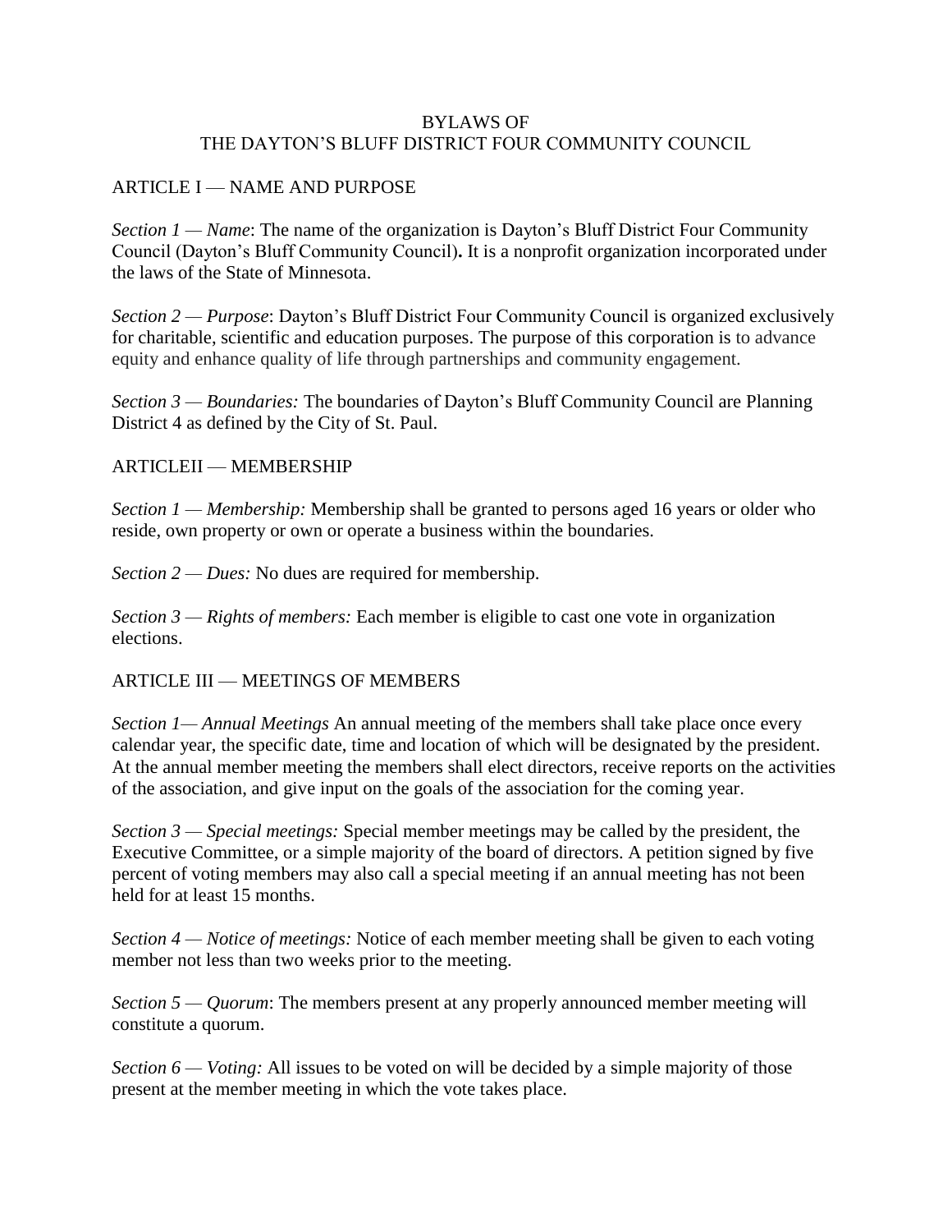# BYLAWS OF
# THE DAYTON'S BLUFF DISTRICT FOUR COMMUNITY COUNCIL

## ARTICLE I — NAME AND PURPOSE

*Section 1 — Name*: The name of the organization is Dayton's Bluff District Four Community Council (Dayton's Bluff Community Council)**.** It is a nonprofit organization incorporated under the laws of the State of Minnesota.

*Section 2 — Purpose*: Dayton's Bluff District Four Community Council is organized exclusively for charitable, scientific and education purposes. The purpose of this corporation is to advance equity and enhance quality of life through partnerships and community engagement.

*Section 3 — Boundaries:* The boundaries of Dayton's Bluff Community Council are Planning District 4 as defined by the City of St. Paul.

## ARTICLEII — MEMBERSHIP

*Section 1 — Membership:* Membership shall be granted to persons aged 16 years or older who reside, own property or own or operate a business within the boundaries.

*Section 2 — Dues:* No dues are required for membership.

*Section 3 — Rights of members:* Each member is eligible to cast one vote in organization elections.

## ARTICLE III — MEETINGS OF MEMBERS

*Section 1— Annual Meetings* An annual meeting of the members shall take place once every calendar year, the specific date, time and location of which will be designated by the president. At the annual member meeting the members shall elect directors, receive reports on the activities of the association, and give input on the goals of the association for the coming year.

*Section 3 — Special meetings:* Special member meetings may be called by the president, the Executive Committee, or a simple majority of the board of directors. A petition signed by five percent of voting members may also call a special meeting if an annual meeting has not been held for at least 15 months.

*Section 4 — Notice of meetings:* Notice of each member meeting shall be given to each voting member not less than two weeks prior to the meeting.

*Section 5 — Quorum*: The members present at any properly announced member meeting will constitute a quorum.

*Section 6 — Voting:* All issues to be voted on will be decided by a simple majority of those present at the member meeting in which the vote takes place.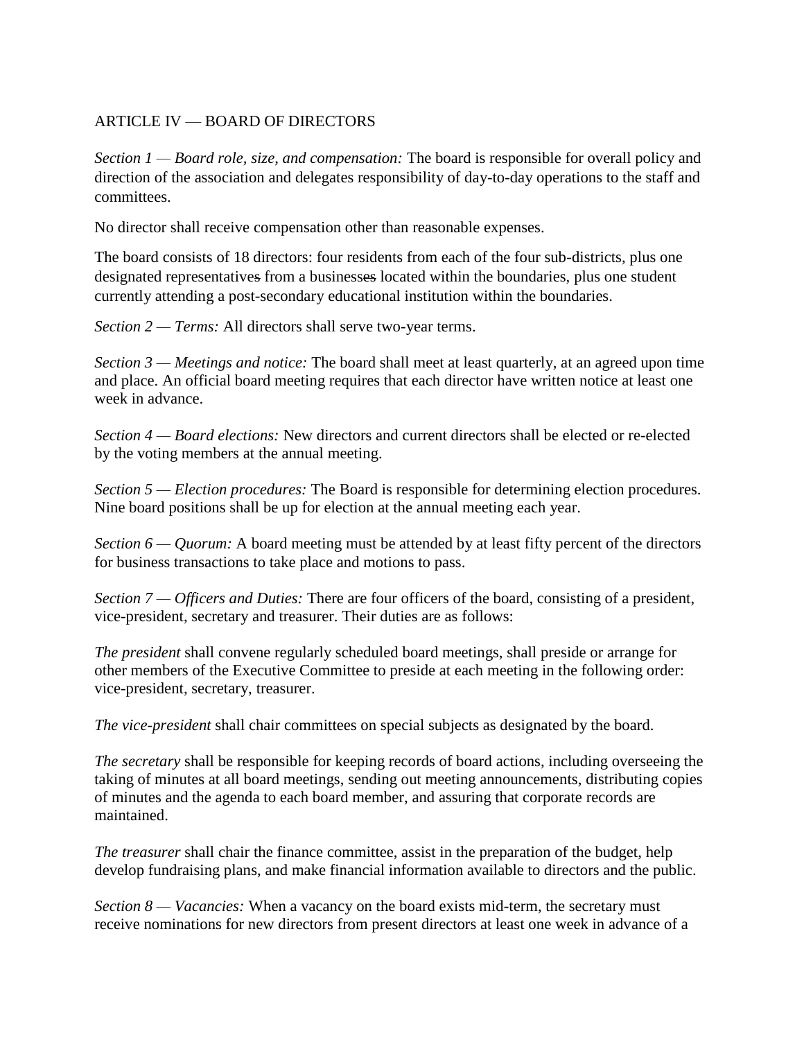ARTICLE IV — BOARD OF DIRECTORS

*Section 1 — Board role, size, and compensation:* The board is responsible for overall policy and direction of the association and delegates responsibility of day-to-day operations to the staff and committees.

No director shall receive compensation other than reasonable expenses.

The board consists of 18 directors: four residents from each of the four sub-districts, plus one designated representatives from a businesses located within the boundaries, plus one student currently attending a post-secondary educational institution within the boundaries.

*Section 2 — Terms:* All directors shall serve two-year terms.

*Section 3 — Meetings and notice:* The board shall meet at least quarterly, at an agreed upon time and place. An official board meeting requires that each director have written notice at least one week in advance.

*Section 4 — Board elections:* New directors and current directors shall be elected or re-elected by the voting members at the annual meeting.

*Section 5 — Election procedures:* The Board is responsible for determining election procedures. Nine board positions shall be up for election at the annual meeting each year.

*Section 6 — Quorum:* A board meeting must be attended by at least fifty percent of the directors for business transactions to take place and motions to pass.

*Section 7 — Officers and Duties:* There are four officers of the board, consisting of a president, vice-president, secretary and treasurer. Their duties are as follows:

*The president* shall convene regularly scheduled board meetings, shall preside or arrange for other members of the Executive Committee to preside at each meeting in the following order: vice-president, secretary, treasurer.

*The vice-president* shall chair committees on special subjects as designated by the board.

*The secretary* shall be responsible for keeping records of board actions, including overseeing the taking of minutes at all board meetings, sending out meeting announcements, distributing copies of minutes and the agenda to each board member, and assuring that corporate records are maintained.

*The treasurer* shall chair the finance committee, assist in the preparation of the budget, help develop fundraising plans, and make financial information available to directors and the public.

*Section 8 — Vacancies:* When a vacancy on the board exists mid-term, the secretary must receive nominations for new directors from present directors at least one week in advance of a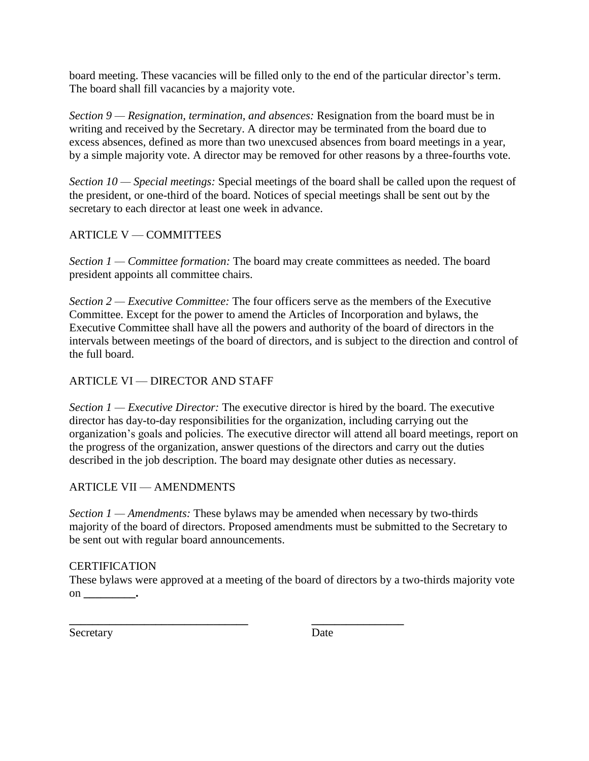board meeting. These vacancies will be filled only to the end of the particular director's term. The board shall fill vacancies by a majority vote.

*Section 9 — Resignation, termination, and absences:* Resignation from the board must be in writing and received by the Secretary. A director may be terminated from the board due to excess absences, defined as more than two unexcused absences from board meetings in a year, by a simple majority vote. A director may be removed for other reasons by a three-fourths vote.

*Section 10 — Special meetings:* Special meetings of the board shall be called upon the request of the president, or one-third of the board. Notices of special meetings shall be sent out by the secretary to each director at least one week in advance.

## ARTICLE V — COMMITTEES

*Section 1 — Committee formation:* The board may create committees as needed. The board president appoints all committee chairs.

*Section 2 — Executive Committee:* The four officers serve as the members of the Executive Committee. Except for the power to amend the Articles of Incorporation and bylaws, the Executive Committee shall have all the powers and authority of the board of directors in the intervals between meetings of the board of directors, and is subject to the direction and control of the full board.

## ARTICLE VI — DIRECTOR AND STAFF

*Section 1 — Executive Director:* The executive director is hired by the board. The executive director has day-to-day responsibilities for the organization, including carrying out the organization's goals and policies. The executive director will attend all board meetings, report on the progress of the organization, answer questions of the directors and carry out the duties described in the job description. The board may designate other duties as necessary.

## ARTICLE VII — AMENDMENTS

*Section 1 — Amendments:* These bylaws may be amended when necessary by two-thirds majority of the board of directors. Proposed amendments must be submitted to the Secretary to be sent out with regular board announcements.

## CERTIFICATION

These bylaws were approved at a meeting of the board of directors by a two-thirds majority vote on **_________.**

_______________________________ ________________

Secretary Date